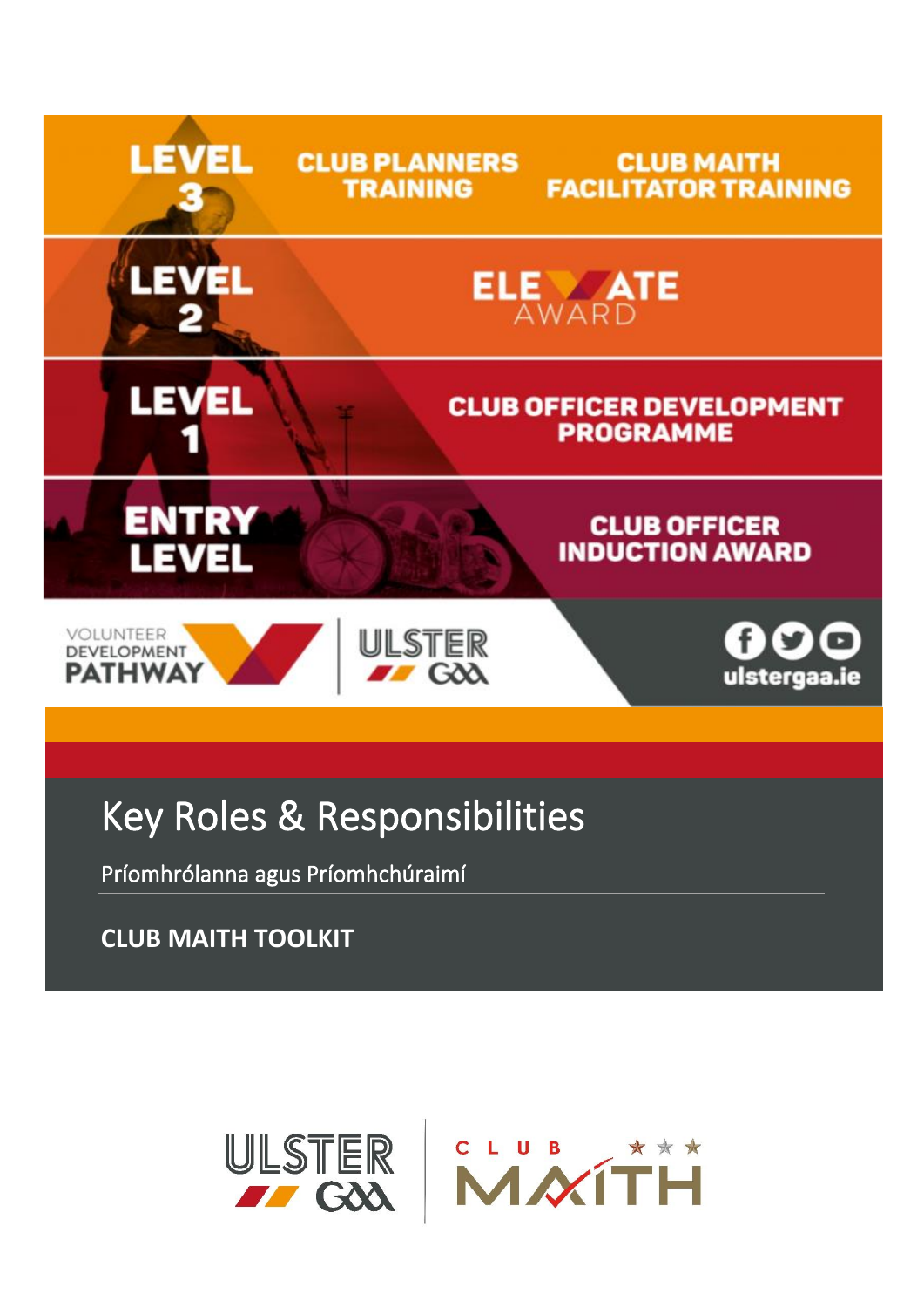LEVEL 3 — CLUB PLANNERS TRAINING — CLUB MAITH FACILITATOR TRAINING

LEVEL 2 — ELEVATE AWARD

LEVEL 1 — CLUB OFFICER DEVELOPMENT PROGRAMME

ENTRY LEVEL — CLUB OFFICER INDUCTION AWARD

VOLUNTEER DEVELOPMENT PATHWAY

ULSTER GAA

ulstergaa.ie

# Key Roles & Responsibilities

Príomhrólanna agus Príomhchúraimí

**CLUB MAITH TOOLKIT**

ULSTER GAA | CLUB MAITH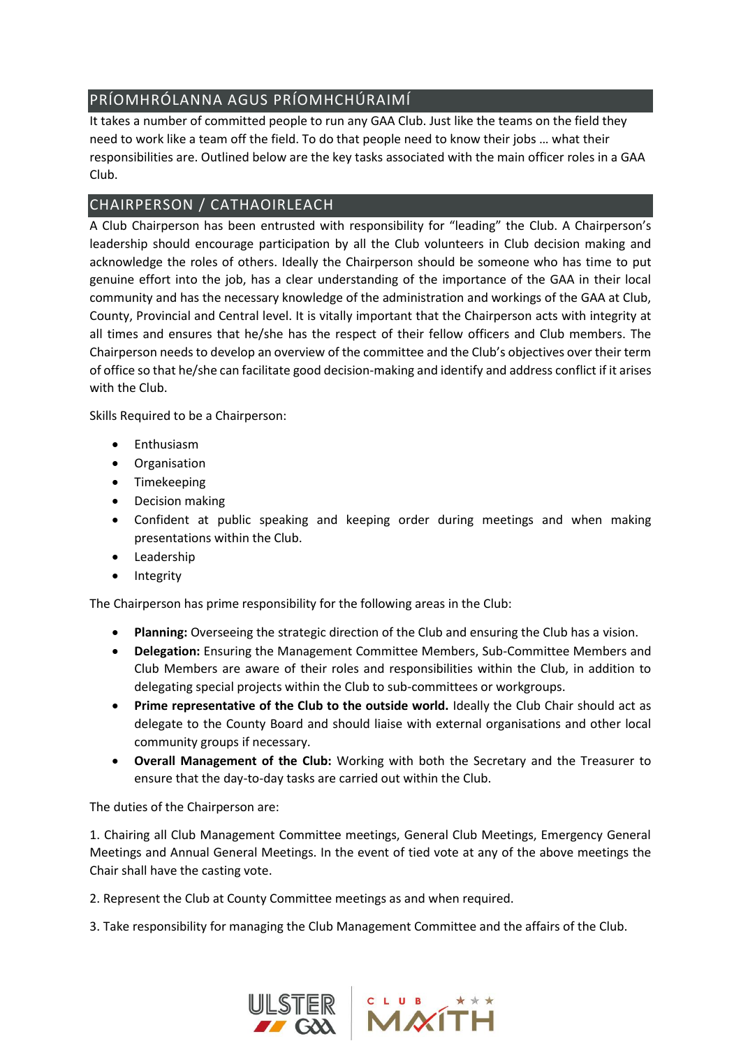## PRÍOMHRÓLANNA AGUS PRÍOMHCHÚRAIMÍ

It takes a number of committed people to run any GAA Club. Just like the teams on the field they need to work like a team off the field. To do that people need to know their jobs … what their responsibilities are. Outlined below are the key tasks associated with the main officer roles in a GAA Club.

## CHAIRPERSON / CATHAOIRLEACH

A Club Chairperson has been entrusted with responsibility for "leading" the Club. A Chairperson's leadership should encourage participation by all the Club volunteers in Club decision making and acknowledge the roles of others. Ideally the Chairperson should be someone who has time to put genuine effort into the job, has a clear understanding of the importance of the GAA in their local community and has the necessary knowledge of the administration and workings of the GAA at Club, County, Provincial and Central level. It is vitally important that the Chairperson acts with integrity at all times and ensures that he/she has the respect of their fellow officers and Club members. The Chairperson needs to develop an overview of the committee and the Club's objectives over their term of office so that he/she can facilitate good decision-making and identify and address conflict if it arises with the Club.

Skills Required to be a Chairperson:

- Enthusiasm
- Organisation
- Timekeeping
- Decision making
- Confident at public speaking and keeping order during meetings and when making presentations within the Club.
- Leadership
- Integrity

The Chairperson has prime responsibility for the following areas in the Club:

- **Planning:** Overseeing the strategic direction of the Club and ensuring the Club has a vision.
- **Delegation:** Ensuring the Management Committee Members, Sub-Committee Members and Club Members are aware of their roles and responsibilities within the Club, in addition to delegating special projects within the Club to sub-committees or workgroups.
- **Prime representative of the Club to the outside world.** Ideally the Club Chair should act as delegate to the County Board and should liaise with external organisations and other local community groups if necessary.
- **Overall Management of the Club:** Working with both the Secretary and the Treasurer to ensure that the day-to-day tasks are carried out within the Club.

The duties of the Chairperson are:

1. Chairing all Club Management Committee meetings, General Club Meetings, Emergency General Meetings and Annual General Meetings. In the event of tied vote at any of the above meetings the Chair shall have the casting vote.

2. Represent the Club at County Committee meetings as and when required.

3. Take responsibility for managing the Club Management Committee and the affairs of the Club.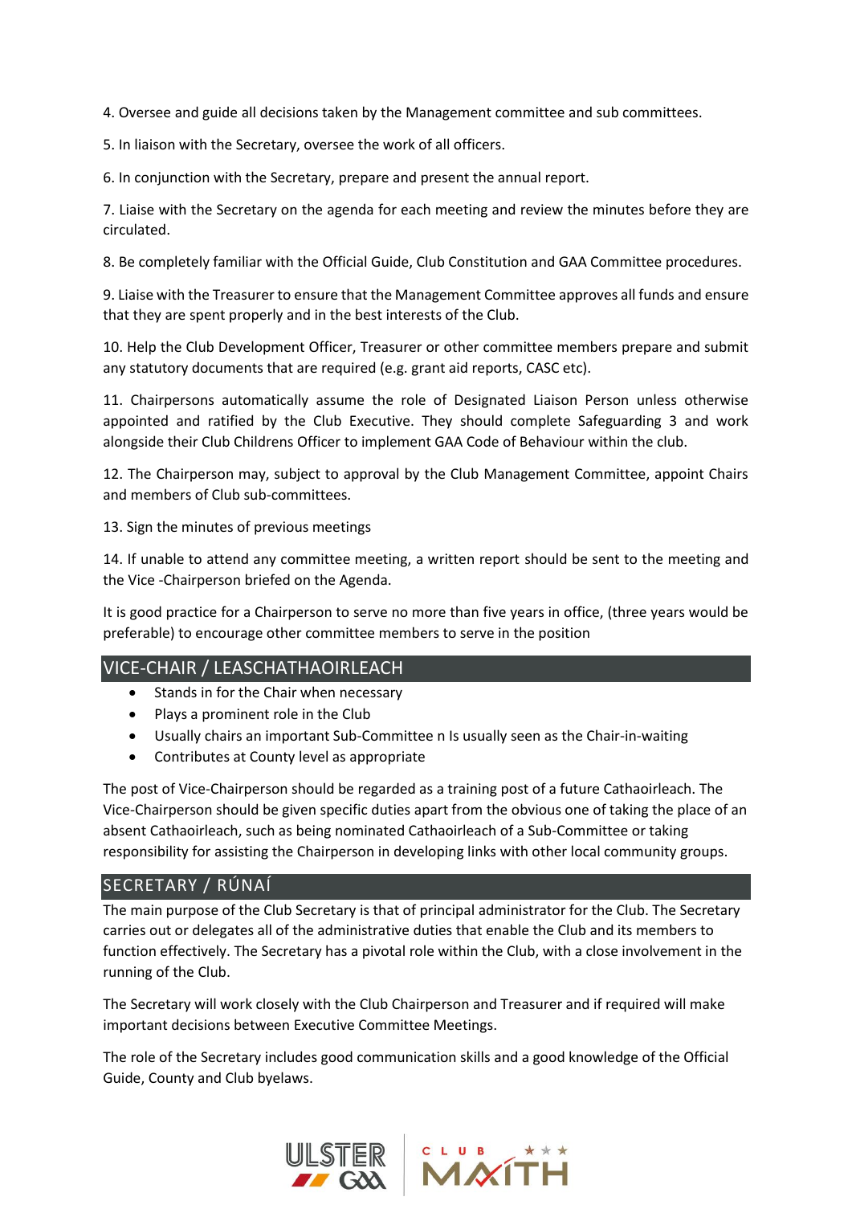4. Oversee and guide all decisions taken by the Management committee and sub committees.

5. In liaison with the Secretary, oversee the work of all officers.

6. In conjunction with the Secretary, prepare and present the annual report.

7. Liaise with the Secretary on the agenda for each meeting and review the minutes before they are circulated.

8. Be completely familiar with the Official Guide, Club Constitution and GAA Committee procedures.

9. Liaise with the Treasurer to ensure that the Management Committee approves all funds and ensure that they are spent properly and in the best interests of the Club.

10. Help the Club Development Officer, Treasurer or other committee members prepare and submit any statutory documents that are required (e.g. grant aid reports, CASC etc).

11. Chairpersons automatically assume the role of Designated Liaison Person unless otherwise appointed and ratified by the Club Executive. They should complete Safeguarding 3 and work alongside their Club Childrens Officer to implement GAA Code of Behaviour within the club.

12. The Chairperson may, subject to approval by the Club Management Committee, appoint Chairs and members of Club sub-committees.

13. Sign the minutes of previous meetings

14. If unable to attend any committee meeting, a written report should be sent to the meeting and the Vice -Chairperson briefed on the Agenda.

It is good practice for a Chairperson to serve no more than five years in office, (three years would be preferable) to encourage other committee members to serve in the position

## VICE-CHAIR / LEASCHATHAOIRLEACH

- Stands in for the Chair when necessary
- Plays a prominent role in the Club
- Usually chairs an important Sub-Committee n Is usually seen as the Chair-in-waiting
- Contributes at County level as appropriate

The post of Vice-Chairperson should be regarded as a training post of a future Cathaoirleach. The Vice-Chairperson should be given specific duties apart from the obvious one of taking the place of an absent Cathaoirleach, such as being nominated Cathaoirleach of a Sub-Committee or taking responsibility for assisting the Chairperson in developing links with other local community groups.

## SECRETARY / RÚNAÍ

The main purpose of the Club Secretary is that of principal administrator for the Club. The Secretary carries out or delegates all of the administrative duties that enable the Club and its members to function effectively. The Secretary has a pivotal role within the Club, with a close involvement in the running of the Club.

The Secretary will work closely with the Club Chairperson and Treasurer and if required will make important decisions between Executive Committee Meetings.

The role of the Secretary includes good communication skills and a good knowledge of the Official Guide, County and Club byelaws.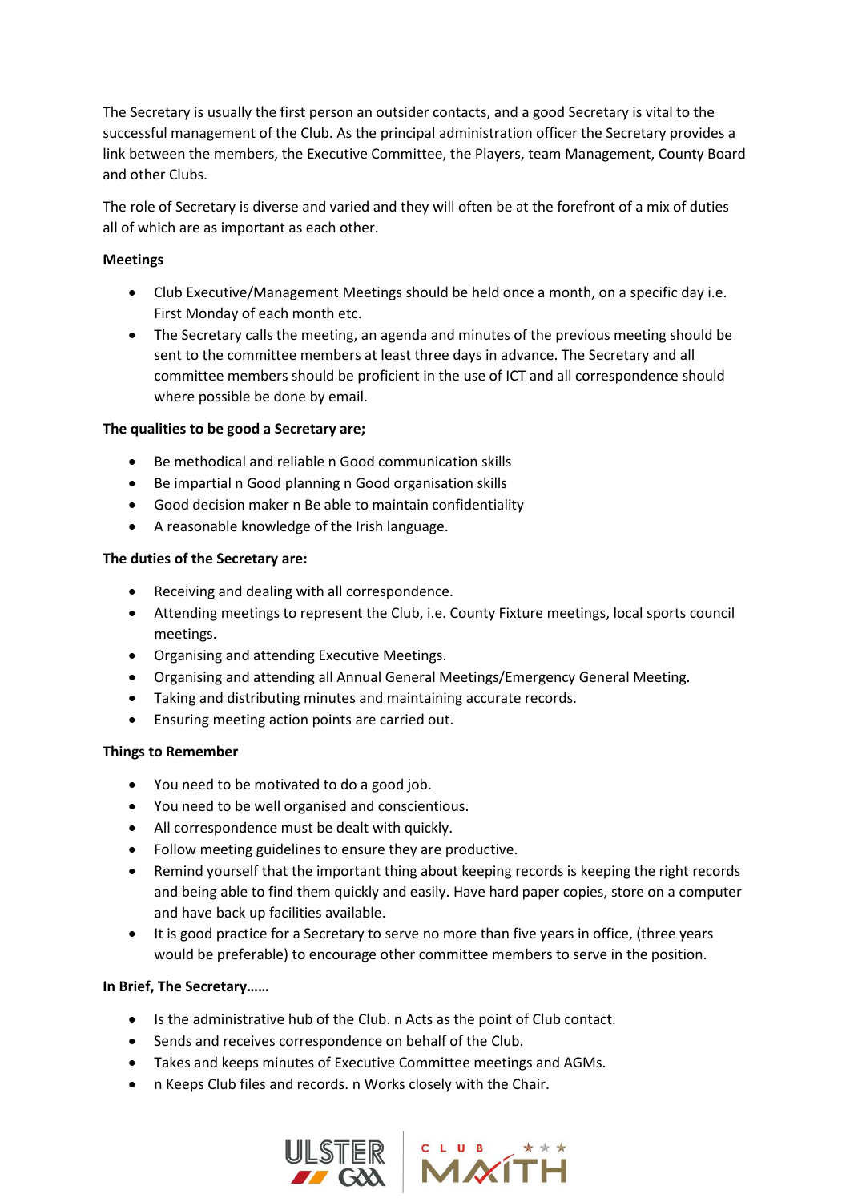The Secretary is usually the first person an outsider contacts, and a good Secretary is vital to the successful management of the Club. As the principal administration officer the Secretary provides a link between the members, the Executive Committee, the Players, team Management, County Board and other Clubs.

The role of Secretary is diverse and varied and they will often be at the forefront of a mix of duties all of which are as important as each other.

**Meetings**

- Club Executive/Management Meetings should be held once a month, on a specific day i.e. First Monday of each month etc.
- The Secretary calls the meeting, an agenda and minutes of the previous meeting should be sent to the committee members at least three days in advance. The Secretary and all committee members should be proficient in the use of ICT and all correspondence should where possible be done by email.

**The qualities to be good a Secretary are;**

- Be methodical and reliable n Good communication skills
- Be impartial n Good planning n Good organisation skills
- Good decision maker n Be able to maintain confidentiality
- A reasonable knowledge of the Irish language.

**The duties of the Secretary are:**

- Receiving and dealing with all correspondence.
- Attending meetings to represent the Club, i.e. County Fixture meetings, local sports council meetings.
- Organising and attending Executive Meetings.
- Organising and attending all Annual General Meetings/Emergency General Meeting.
- Taking and distributing minutes and maintaining accurate records.
- Ensuring meeting action points are carried out.

**Things to Remember**

- You need to be motivated to do a good job.
- You need to be well organised and conscientious.
- All correspondence must be dealt with quickly.
- Follow meeting guidelines to ensure they are productive.
- Remind yourself that the important thing about keeping records is keeping the right records and being able to find them quickly and easily. Have hard paper copies, store on a computer and have back up facilities available.
- It is good practice for a Secretary to serve no more than five years in office, (three years would be preferable) to encourage other committee members to serve in the position.

**In Brief, The Secretary……**

- Is the administrative hub of the Club. n Acts as the point of Club contact.
- Sends and receives correspondence on behalf of the Club.
- Takes and keeps minutes of Executive Committee meetings and AGMs.
- n Keeps Club files and records. n Works closely with the Chair.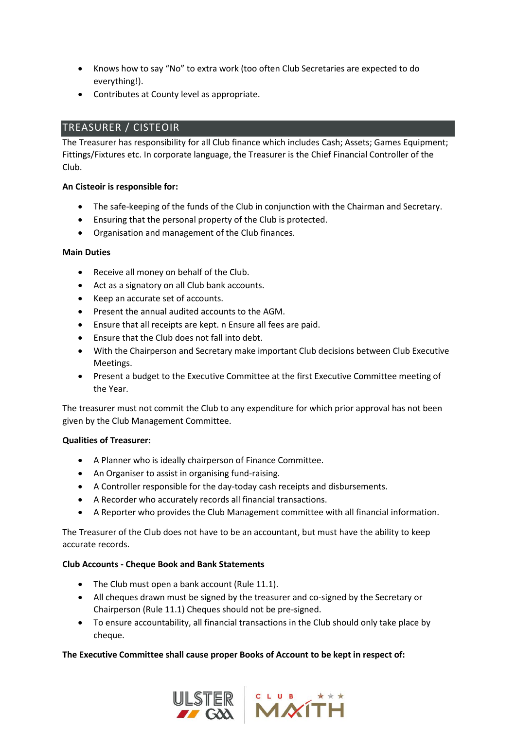- Knows how to say "No" to extra work (too often Club Secretaries are expected to do everything!).
- Contributes at County level as appropriate.

## TREASURER / CISTEOIR

The Treasurer has responsibility for all Club finance which includes Cash; Assets; Games Equipment; Fittings/Fixtures etc. In corporate language, the Treasurer is the Chief Financial Controller of the Club.

**An Cisteoir is responsible for:**

- The safe-keeping of the funds of the Club in conjunction with the Chairman and Secretary.
- Ensuring that the personal property of the Club is protected.
- Organisation and management of the Club finances.

**Main Duties**

- Receive all money on behalf of the Club.
- Act as a signatory on all Club bank accounts.
- Keep an accurate set of accounts.
- Present the annual audited accounts to the AGM.
- Ensure that all receipts are kept. n Ensure all fees are paid.
- Ensure that the Club does not fall into debt.
- With the Chairperson and Secretary make important Club decisions between Club Executive Meetings.
- Present a budget to the Executive Committee at the first Executive Committee meeting of the Year.

The treasurer must not commit the Club to any expenditure for which prior approval has not been given by the Club Management Committee.

**Qualities of Treasurer:**

- A Planner who is ideally chairperson of Finance Committee.
- An Organiser to assist in organising fund-raising.
- A Controller responsible for the day-today cash receipts and disbursements.
- A Recorder who accurately records all financial transactions.
- A Reporter who provides the Club Management committee with all financial information.

The Treasurer of the Club does not have to be an accountant, but must have the ability to keep accurate records.

**Club Accounts - Cheque Book and Bank Statements**

- The Club must open a bank account (Rule 11.1).
- All cheques drawn must be signed by the treasurer and co-signed by the Secretary or Chairperson (Rule 11.1) Cheques should not be pre-signed.
- To ensure accountability, all financial transactions in the Club should only take place by cheque.

**The Executive Committee shall cause proper Books of Account to be kept in respect of:**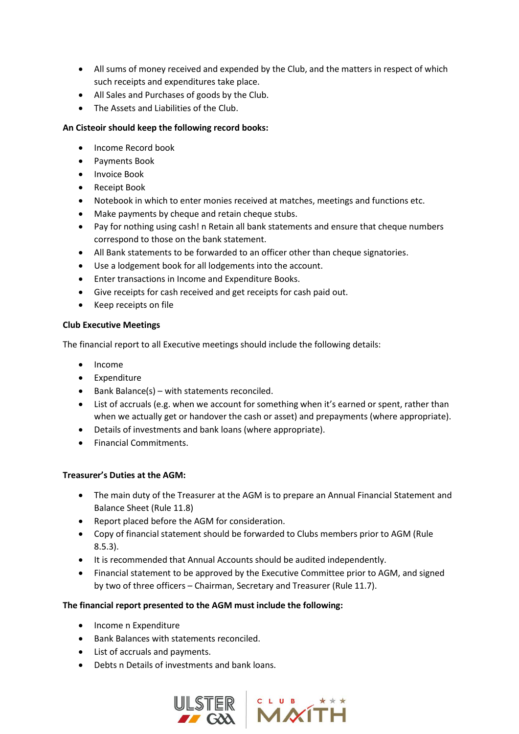- All sums of money received and expended by the Club, and the matters in respect of which such receipts and expenditures take place.
- All Sales and Purchases of goods by the Club.
- The Assets and Liabilities of the Club.

**An Cisteoir should keep the following record books:**

- Income Record book
- Payments Book
- Invoice Book
- Receipt Book
- Notebook in which to enter monies received at matches, meetings and functions etc.
- Make payments by cheque and retain cheque stubs.
- Pay for nothing using cash! n Retain all bank statements and ensure that cheque numbers correspond to those on the bank statement.
- All Bank statements to be forwarded to an officer other than cheque signatories.
- Use a lodgement book for all lodgements into the account.
- Enter transactions in Income and Expenditure Books.
- Give receipts for cash received and get receipts for cash paid out.
- Keep receipts on file

**Club Executive Meetings**

The financial report to all Executive meetings should include the following details:

- Income
- Expenditure
- Bank Balance(s) – with statements reconciled.
- List of accruals (e.g. when we account for something when it's earned or spent, rather than when we actually get or handover the cash or asset) and prepayments (where appropriate).
- Details of investments and bank loans (where appropriate).
- Financial Commitments.

**Treasurer's Duties at the AGM:**

- The main duty of the Treasurer at the AGM is to prepare an Annual Financial Statement and Balance Sheet (Rule 11.8)
- Report placed before the AGM for consideration.
- Copy of financial statement should be forwarded to Clubs members prior to AGM (Rule 8.5.3).
- It is recommended that Annual Accounts should be audited independently.
- Financial statement to be approved by the Executive Committee prior to AGM, and signed by two of three officers – Chairman, Secretary and Treasurer (Rule 11.7).

**The financial report presented to the AGM must include the following:**

- Income n Expenditure
- Bank Balances with statements reconciled.
- List of accruals and payments.
- Debts n Details of investments and bank loans.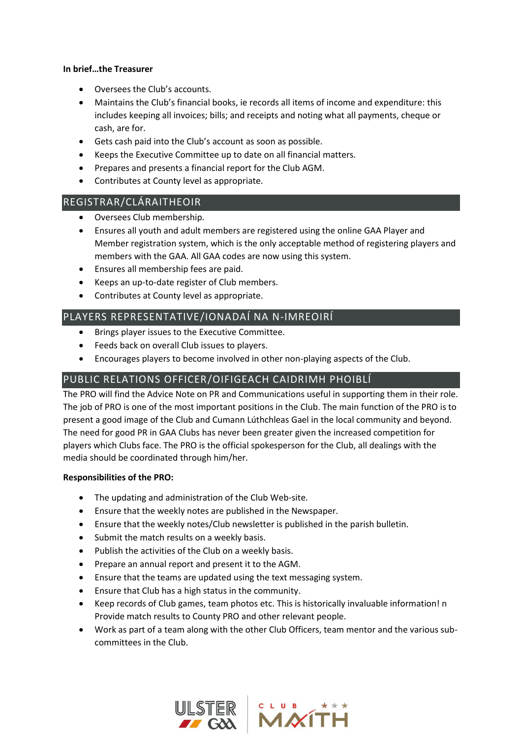**In brief…the Treasurer**

- Oversees the Club's accounts.
- Maintains the Club's financial books, ie records all items of income and expenditure: this includes keeping all invoices; bills; and receipts and noting what all payments, cheque or cash, are for.
- Gets cash paid into the Club's account as soon as possible.
- Keeps the Executive Committee up to date on all financial matters.
- Prepares and presents a financial report for the Club AGM.
- Contributes at County level as appropriate.

## REGISTRAR/CLÁRAITHEOIR

- Oversees Club membership.
- Ensures all youth and adult members are registered using the online GAA Player and Member registration system, which is the only acceptable method of registering players and members with the GAA. All GAA codes are now using this system.
- Ensures all membership fees are paid.
- Keeps an up-to-date register of Club members.
- Contributes at County level as appropriate.

## PLAYERS REPRESENTATIVE/IONADAÍ NA N-IMREOIRÍ

- Brings player issues to the Executive Committee.
- Feeds back on overall Club issues to players.
- Encourages players to become involved in other non-playing aspects of the Club.

## PUBLIC RELATIONS OFFICER/OIFIGEACH CAIDRIMH PHOIBLÍ

The PRO will find the Advice Note on PR and Communications useful in supporting them in their role. The job of PRO is one of the most important positions in the Club. The main function of the PRO is to present a good image of the Club and Cumann Lúthchleas Gael in the local community and beyond. The need for good PR in GAA Clubs has never been greater given the increased competition for players which Clubs face. The PRO is the official spokesperson for the Club, all dealings with the media should be coordinated through him/her.

**Responsibilities of the PRO:**

- The updating and administration of the Club Web-site.
- Ensure that the weekly notes are published in the Newspaper.
- Ensure that the weekly notes/Club newsletter is published in the parish bulletin.
- Submit the match results on a weekly basis.
- Publish the activities of the Club on a weekly basis.
- Prepare an annual report and present it to the AGM.
- Ensure that the teams are updated using the text messaging system.
- Ensure that Club has a high status in the community.
- Keep records of Club games, team photos etc. This is historically invaluable information! n Provide match results to County PRO and other relevant people.
- Work as part of a team along with the other Club Officers, team mentor and the various sub-committees in the Club.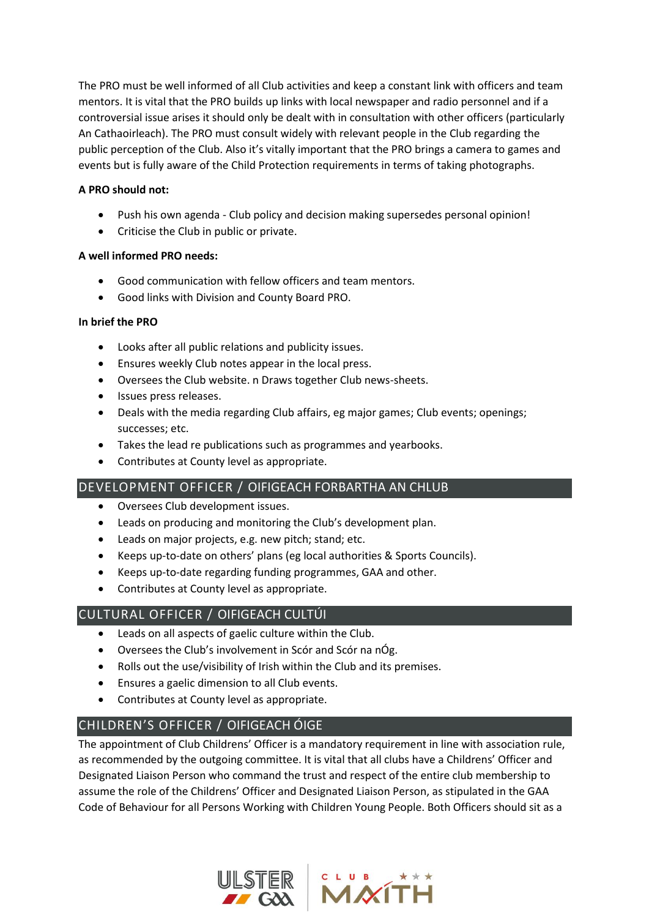The PRO must be well informed of all Club activities and keep a constant link with officers and team mentors. It is vital that the PRO builds up links with local newspaper and radio personnel and if a controversial issue arises it should only be dealt with in consultation with other officers (particularly An Cathaoirleach). The PRO must consult widely with relevant people in the Club regarding the public perception of the Club. Also it's vitally important that the PRO brings a camera to games and events but is fully aware of the Child Protection requirements in terms of taking photographs.

**A PRO should not:**

- Push his own agenda - Club policy and decision making supersedes personal opinion!
- Criticise the Club in public or private.

**A well informed PRO needs:**

- Good communication with fellow officers and team mentors.
- Good links with Division and County Board PRO.

**In brief the PRO**

- Looks after all public relations and publicity issues.
- Ensures weekly Club notes appear in the local press.
- Oversees the Club website. n Draws together Club news-sheets.
- Issues press releases.
- Deals with the media regarding Club affairs, eg major games; Club events; openings; successes; etc.
- Takes the lead re publications such as programmes and yearbooks.
- Contributes at County level as appropriate.

## DEVELOPMENT OFFICER / OIFIGEACH FORBARTHA AN CHLUB

- Oversees Club development issues.
- Leads on producing and monitoring the Club's development plan.
- Leads on major projects, e.g. new pitch; stand; etc.
- Keeps up-to-date on others' plans (eg local authorities & Sports Councils).
- Keeps up-to-date regarding funding programmes, GAA and other.
- Contributes at County level as appropriate.

## CULTURAL OFFICER / OIFIGEACH CULTÚI

- Leads on all aspects of gaelic culture within the Club.
- Oversees the Club's involvement in Scór and Scór na nÓg.
- Rolls out the use/visibility of Irish within the Club and its premises.
- Ensures a gaelic dimension to all Club events.
- Contributes at County level as appropriate.

## CHILDREN'S OFFICER / OIFIGEACH ÓIGE

The appointment of Club Childrens' Officer is a mandatory requirement in line with association rule, as recommended by the outgoing committee. It is vital that all clubs have a Childrens' Officer and Designated Liaison Person who command the trust and respect of the entire club membership to assume the role of the Childrens' Officer and Designated Liaison Person, as stipulated in the GAA Code of Behaviour for all Persons Working with Children Young People. Both Officers should sit as a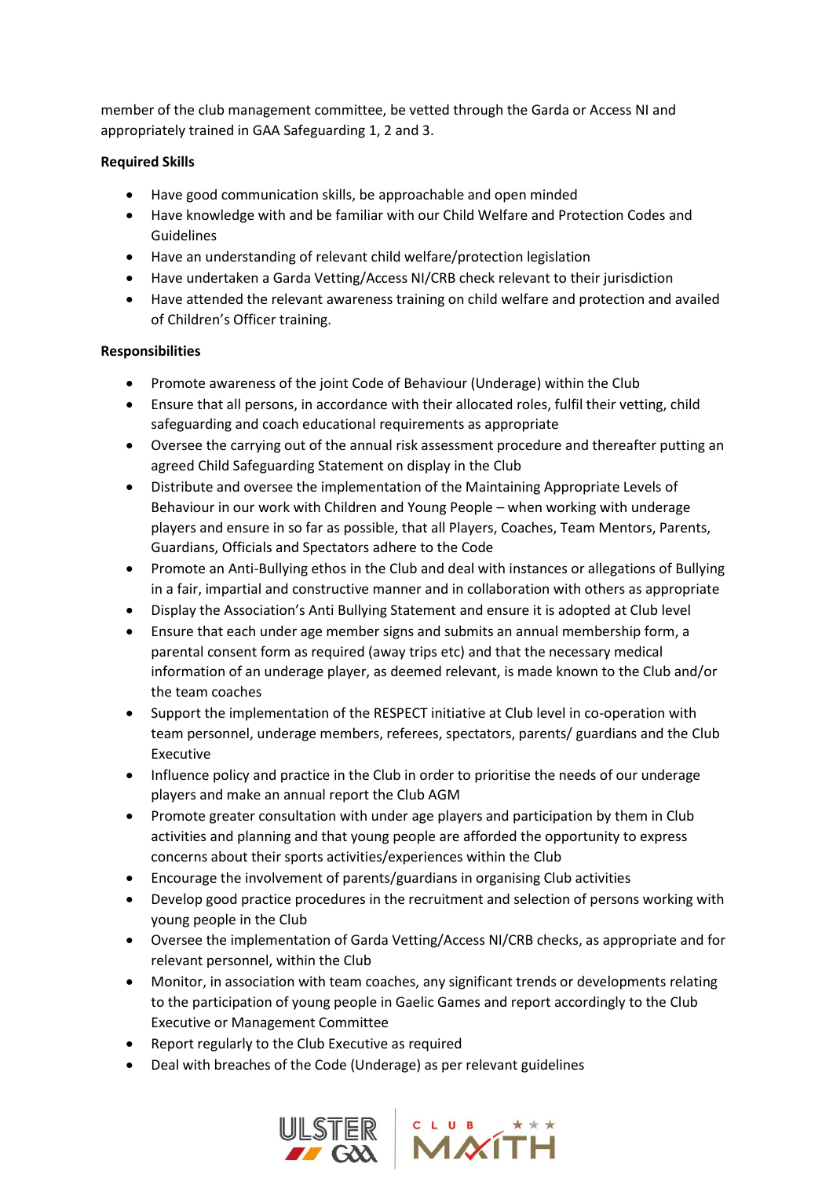member of the club management committee, be vetted through the Garda or Access NI and appropriately trained in GAA Safeguarding 1, 2 and 3.

**Required Skills**

- Have good communication skills, be approachable and open minded
- Have knowledge with and be familiar with our Child Welfare and Protection Codes and Guidelines
- Have an understanding of relevant child welfare/protection legislation
- Have undertaken a Garda Vetting/Access NI/CRB check relevant to their jurisdiction
- Have attended the relevant awareness training on child welfare and protection and availed of Children's Officer training.

**Responsibilities**

- Promote awareness of the joint Code of Behaviour (Underage) within the Club
- Ensure that all persons, in accordance with their allocated roles, fulfil their vetting, child safeguarding and coach educational requirements as appropriate
- Oversee the carrying out of the annual risk assessment procedure and thereafter putting an agreed Child Safeguarding Statement on display in the Club
- Distribute and oversee the implementation of the Maintaining Appropriate Levels of Behaviour in our work with Children and Young People – when working with underage players and ensure in so far as possible, that all Players, Coaches, Team Mentors, Parents, Guardians, Officials and Spectators adhere to the Code
- Promote an Anti-Bullying ethos in the Club and deal with instances or allegations of Bullying in a fair, impartial and constructive manner and in collaboration with others as appropriate
- Display the Association's Anti Bullying Statement and ensure it is adopted at Club level
- Ensure that each under age member signs and submits an annual membership form, a parental consent form as required (away trips etc) and that the necessary medical information of an underage player, as deemed relevant, is made known to the Club and/or the team coaches
- Support the implementation of the RESPECT initiative at Club level in co-operation with team personnel, underage members, referees, spectators, parents/ guardians and the Club Executive
- Influence policy and practice in the Club in order to prioritise the needs of our underage players and make an annual report the Club AGM
- Promote greater consultation with under age players and participation by them in Club activities and planning and that young people are afforded the opportunity to express concerns about their sports activities/experiences within the Club
- Encourage the involvement of parents/guardians in organising Club activities
- Develop good practice procedures in the recruitment and selection of persons working with young people in the Club
- Oversee the implementation of Garda Vetting/Access NI/CRB checks, as appropriate and for relevant personnel, within the Club
- Monitor, in association with team coaches, any significant trends or developments relating to the participation of young people in Gaelic Games and report accordingly to the Club Executive or Management Committee
- Report regularly to the Club Executive as required
- Deal with breaches of the Code (Underage) as per relevant guidelines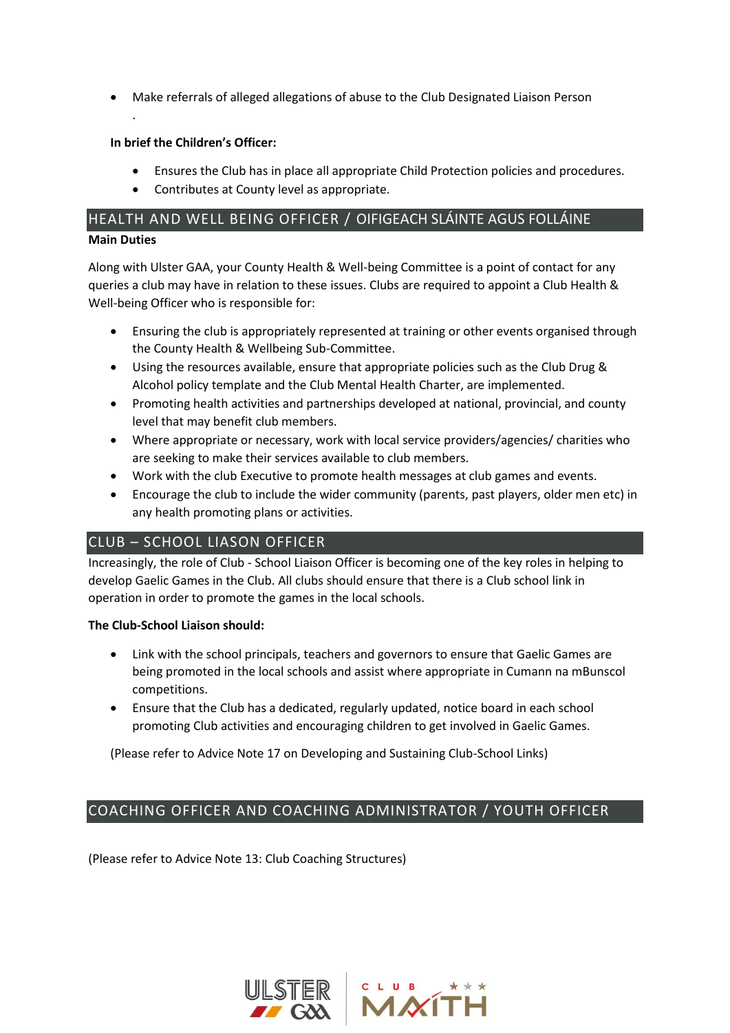- Make referrals of alleged allegations of abuse to the Club Designated Liaison Person

.

**In brief the Children's Officer:**

- Ensures the Club has in place all appropriate Child Protection policies and procedures.
- Contributes at County level as appropriate.

## HEALTH AND WELL BEING OFFICER / OIFIGEACH SLÁINTE AGUS FOLLÁINE

**Main Duties**

Along with Ulster GAA, your County Health & Well-being Committee is a point of contact for any queries a club may have in relation to these issues. Clubs are required to appoint a Club Health & Well-being Officer who is responsible for:

- Ensuring the club is appropriately represented at training or other events organised through the County Health & Wellbeing Sub-Committee.
- Using the resources available, ensure that appropriate policies such as the Club Drug & Alcohol policy template and the Club Mental Health Charter, are implemented.
- Promoting health activities and partnerships developed at national, provincial, and county level that may benefit club members.
- Where appropriate or necessary, work with local service providers/agencies/ charities who are seeking to make their services available to club members.
- Work with the club Executive to promote health messages at club games and events.
- Encourage the club to include the wider community (parents, past players, older men etc) in any health promoting plans or activities.

## CLUB – SCHOOL LIASON OFFICER

Increasingly, the role of Club - School Liaison Officer is becoming one of the key roles in helping to develop Gaelic Games in the Club. All clubs should ensure that there is a Club school link in operation in order to promote the games in the local schools.

**The Club-School Liaison should:**

- Link with the school principals, teachers and governors to ensure that Gaelic Games are being promoted in the local schools and assist where appropriate in Cumann na mBunscol competitions.
- Ensure that the Club has a dedicated, regularly updated, notice board in each school promoting Club activities and encouraging children to get involved in Gaelic Games.

(Please refer to Advice Note 17 on Developing and Sustaining Club-School Links)

## COACHING OFFICER AND COACHING ADMINISTRATOR / YOUTH OFFICER

(Please refer to Advice Note 13: Club Coaching Structures)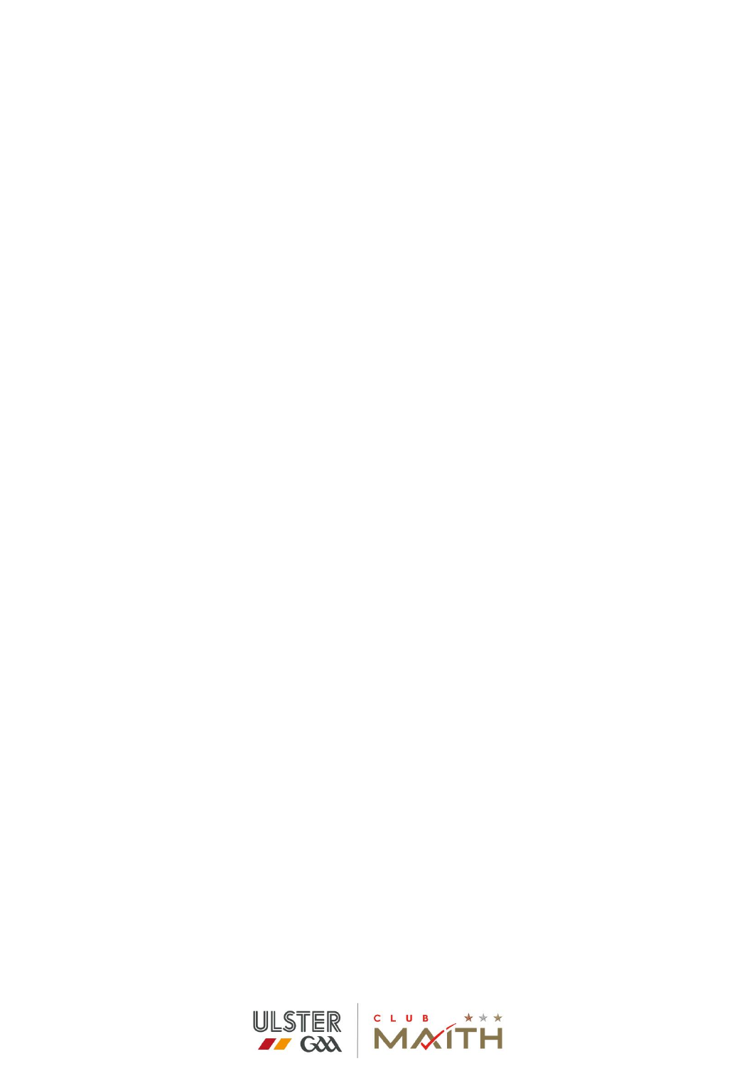ULSTER GAA

CLUB MAITH